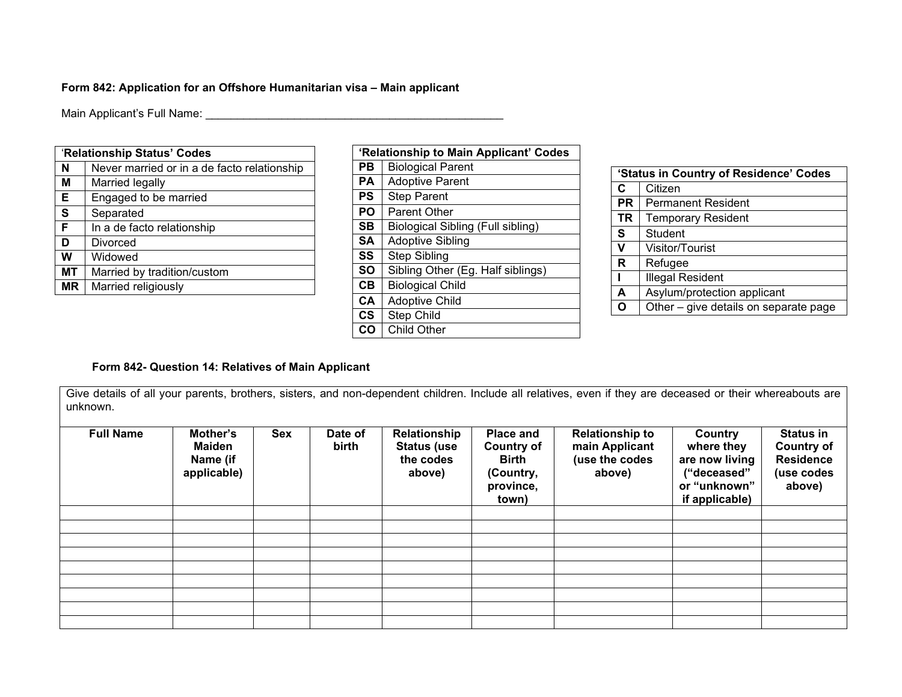**Form 842: Application for an Offshore Humanitarian visa – Main applicant**

Main Applicant's Full Name: ___________________________________________________

| 'Relationship Status' Codes | |
|---|---|
| **N** | Never married or in a de facto relationship |
| **M** | Married legally |
| **E** | Engaged to be married |
| **S** | Separated |
| **F** | In a de facto relationship |
| **D** | Divorced |
| **W** | Widowed |
| **MT** | Married by tradition/custom |
| **MR** | Married religiously |

| 'Relationship to Main Applicant' Codes | |
|---|---|
| **PB** | Biological Parent |
| **PA** | Adoptive Parent |
| **PS** | Step Parent |
| **PO** | Parent Other |
| **SB** | Biological Sibling (Full sibling) |
| **SA** | Adoptive Sibling |
| **SS** | Step Sibling |
| **SO** | Sibling Other (Eg. Half siblings) |
| **CB** | Biological Child |
| **CA** | Adoptive Child |
| **CS** | Step Child |
| **CO** | Child Other |

| 'Status in Country of Residence' Codes | |
|---|---|
| **C** | Citizen |
| **PR** | Permanent Resident |
| **TR** | Temporary Resident |
| **S** | Student |
| **V** | Visitor/Tourist |
| **R** | Refugee |
| **I** | Illegal Resident |
| **A** | Asylum/protection applicant |
| **O** | Other – give details on separate page |

**Form 842- Question 14: Relatives of Main Applicant**

Give details of all your parents, brothers, sisters, and non-dependent children. Include all relatives, even if they are deceased or their whereabouts are unknown.

| Full Name | Mother's Maiden Name (if applicable) | Sex | Date of birth | Relationship Status (use the codes above) | Place and Country of Birth (Country, province, town) | Relationship to main Applicant (use the codes above) | Country where they are now living ("deceased" or "unknown" if applicable) | Status in Country of Residence (use codes above) |
|---|---|---|---|---|---|---|---|---|
| | | | | | | | | |
| | | | | | | | | |
| | | | | | | | | |
| | | | | | | | | |
| | | | | | | | | |
| | | | | | | | | |
| | | | | | | | | |
| | | | | | | | | |
| | | | | | | | | |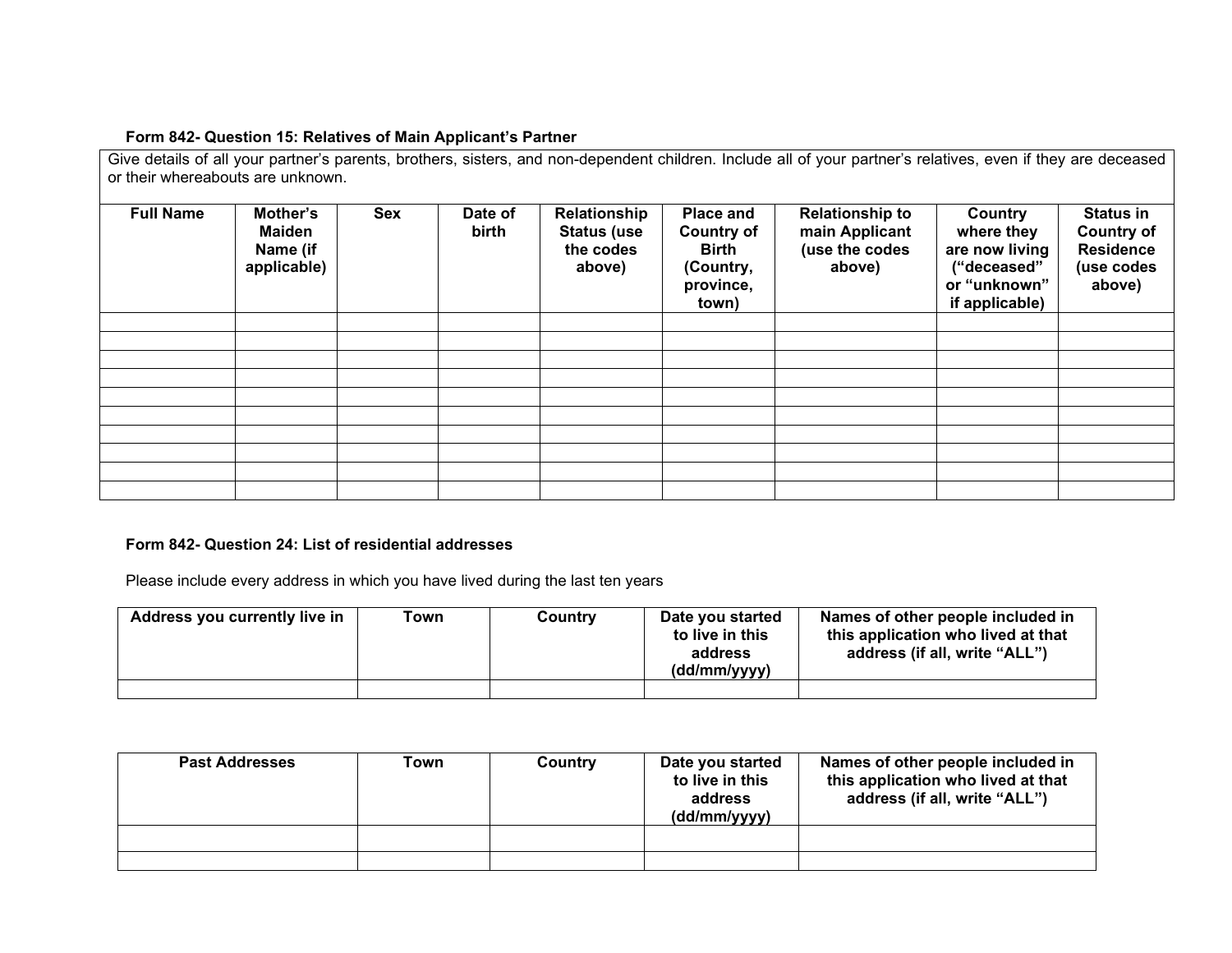**Form 842- Question 15: Relatives of Main Applicant's Partner**

| Give details of all your partner's parents, brothers, sisters, and non-dependent children. Include all of your partner's relatives, even if they are deceased or their whereabouts are unknown. | | | | | | | | |
|---|---|---|---|---|---|---|---|---|
| **Full Name** | **Mother's Maiden Name (if applicable)** | **Sex** | **Date of birth** | **Relationship Status (use the codes above)** | **Place and Country of Birth (Country, province, town)** | **Relationship to main Applicant (use the codes above)** | **Country where they are now living ("deceased" or "unknown" if applicable)** | **Status in Country of Residence (use codes above)** |
| | | | | | | | | |
| | | | | | | | | |
| | | | | | | | | |
| | | | | | | | | |
| | | | | | | | | |
| | | | | | | | | |
| | | | | | | | | |
| | | | | | | | | |
| | | | | | | | | |
| | | | | | | | | |

**Form 842- Question 24: List of residential addresses**

Please include every address in which you have lived during the last ten years

| Address you currently live in | Town | Country | Date you started to live in this address (dd/mm/yyyy) | Names of other people included in this application who lived at that address (if all, write "ALL") |
|---|---|---|---|---|
| | | | | |

| Past Addresses | Town | Country | Date you started to live in this address (dd/mm/yyyy) | Names of other people included in this application who lived at that address (if all, write "ALL") |
|---|---|---|---|---|
| | | | | |
| | | | | |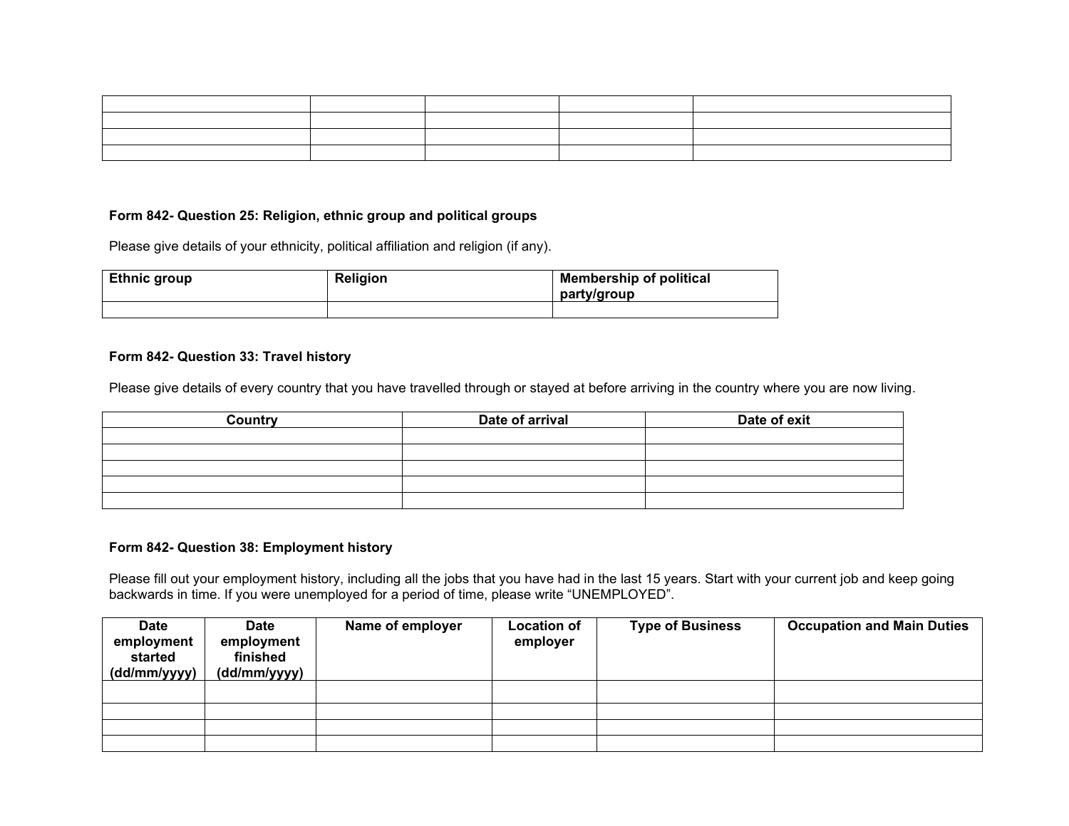| | | | | |
|---|---|---|---|---|
| | | | | |
| | | | | |
| | | | | |

**Form 842- Question 25: Religion, ethnic group and political groups**

Please give details of your ethnicity, political affiliation and religion (if any).

| Ethnic group | Religion | Membership of political party/group |
|---|---|---|
| | | |

**Form 842- Question 33: Travel history**

Please give details of every country that you have travelled through or stayed at before arriving in the country where you are now living.

| Country | Date of arrival | Date of exit |
|---|---|---|
| | | |
| | | |
| | | |
| | | |
| | | |

**Form 842- Question 38: Employment history**

Please fill out your employment history, including all the jobs that you have had in the last 15 years. Start with your current job and keep going backwards in time. If you were unemployed for a period of time, please write "UNEMPLOYED".

| Date employment started (dd/mm/yyyy) | Date employment finished (dd/mm/yyyy) | Name of employer | Location of employer | Type of Business | Occupation and Main Duties |
|---|---|---|---|---|---|
| | | | | | |
| | | | | | |
| | | | | | |
| | | | | | |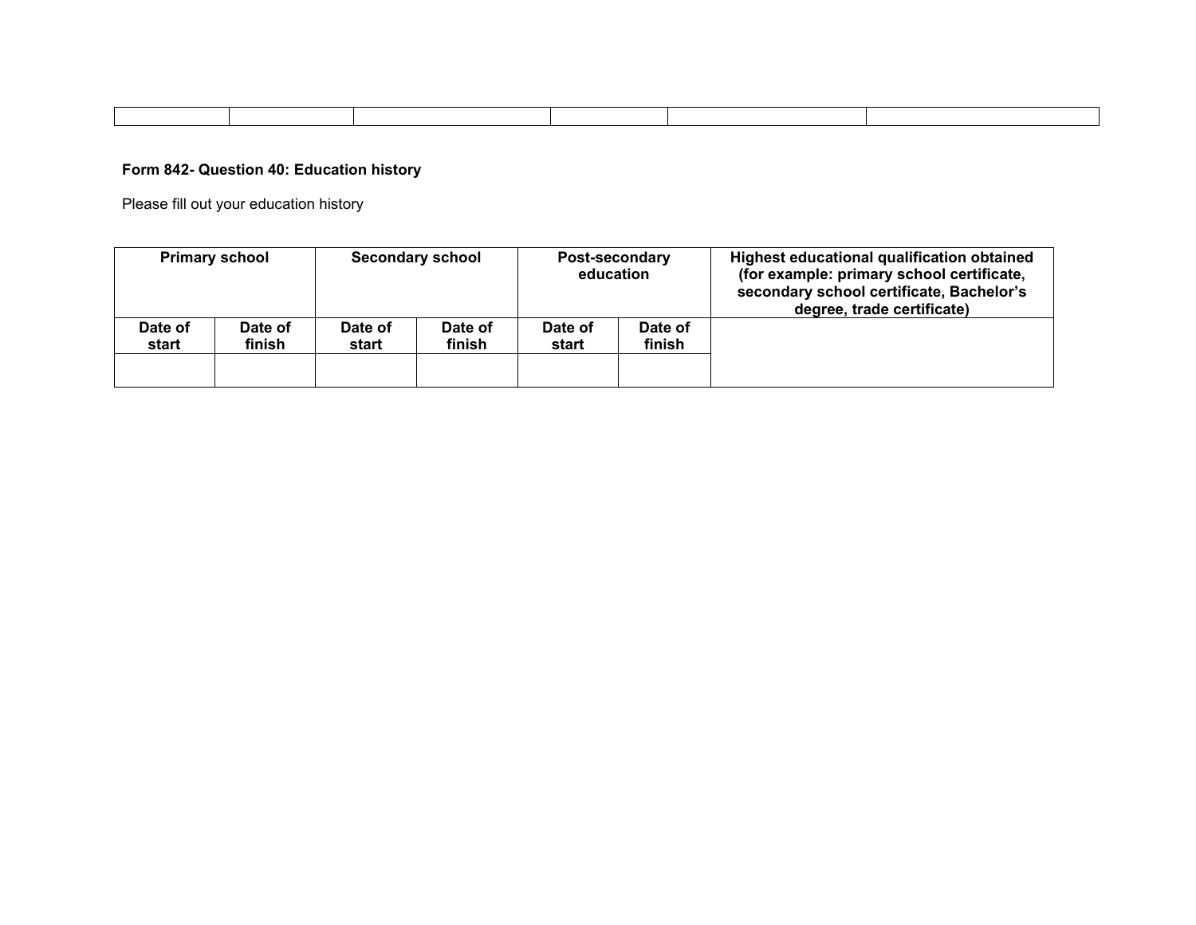|  |  |  |  |  |  |
|---|---|---|---|---|---|
|  |  |  |  |  |  |

**Form 842- Question 40: Education history**

Please fill out your education history

| Primary school | | Secondary school | | Post-secondary education | | Highest educational qualification obtained (for example: primary school certificate, secondary school certificate, Bachelor's degree, trade certificate) |
|---|---|---|---|---|---|---|
| Date of start | Date of finish | Date of start | Date of finish | Date of start | Date of finish | |
|  |  |  |  |  |  |  |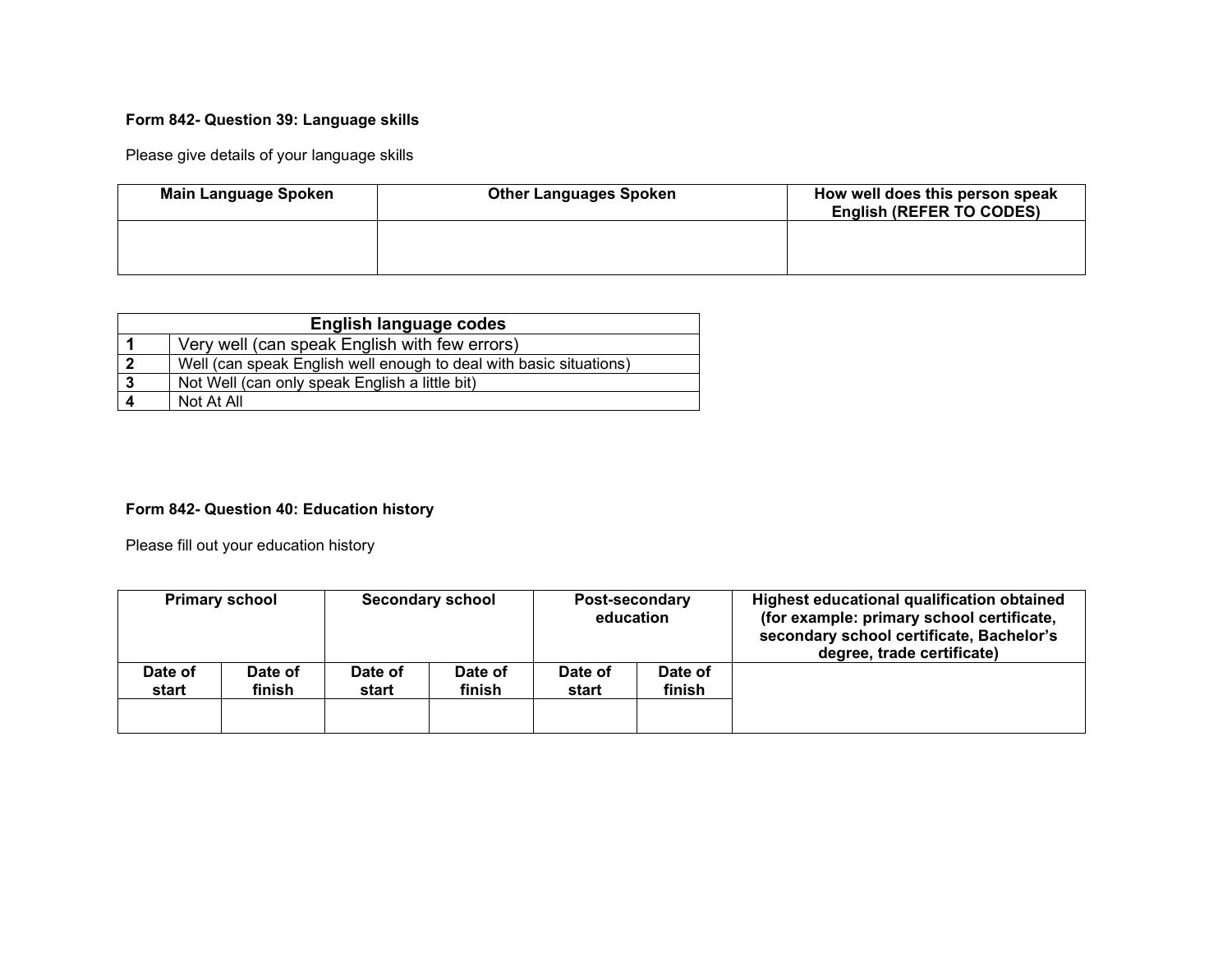**Form 842- Question 39: Language skills**

Please give details of your language skills

| Main Language Spoken | Other Languages Spoken | How well does this person speak English (REFER TO CODES) |
| --- | --- | --- |
| | | |

| English language codes | |
| --- | --- |
| 1 | Very well (can speak English with few errors) |
| 2 | Well (can speak English well enough to deal with basic situations) |
| 3 | Not Well (can only speak English a little bit) |
| 4 | Not At All |

**Form 842- Question 40: Education history**

Please fill out your education history

| Primary school | | Secondary school | | Post-secondary education | | Highest educational qualification obtained (for example: primary school certificate, secondary school certificate, Bachelor's degree, trade certificate) |
| --- | --- | --- | --- | --- | --- | --- |
| Date of start | Date of finish | Date of start | Date of finish | Date of start | Date of finish | |
| | | | | | | |